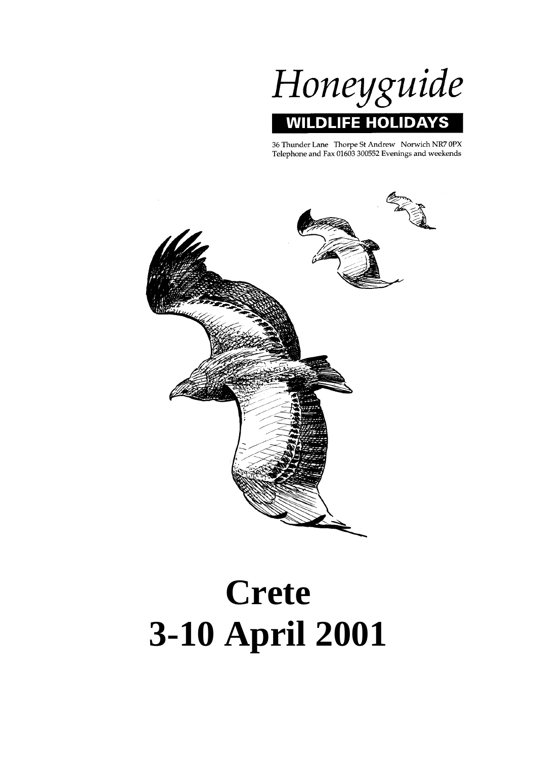# Honeyguide

**WILDLIFE HOLIDAYS**

36 Thunder Lane Thorpe St Andrew Norwich NR7 0PX
Telephone and Fax 01603 300552 Evenings and weekends

# Crete
# 3-10 April 2001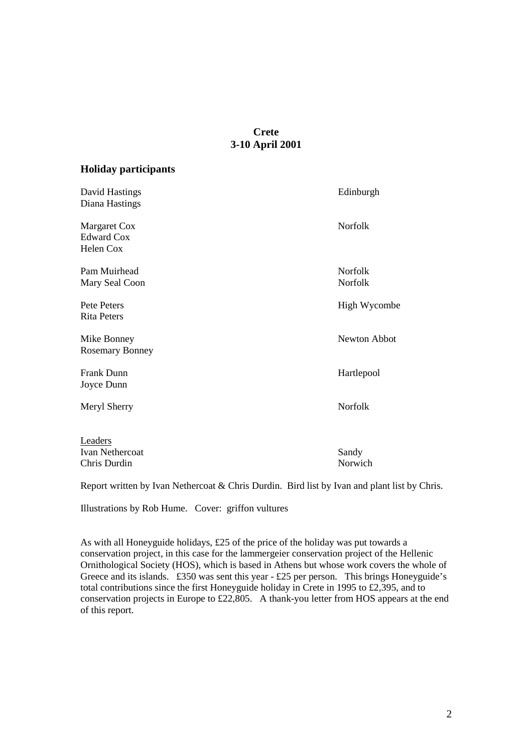**Crete**
**3-10 April 2001**

## Holiday participants

| | |
|---|---|
| David Hastings<br>Diana Hastings | Edinburgh |
| Margaret Cox<br>Edward Cox<br>Helen Cox | Norfolk |
| Pam Muirhead<br>Mary Seal Coon | Norfolk<br>Norfolk |
| Pete Peters<br>Rita Peters | High Wycombe |
| Mike Bonney<br>Rosemary Bonney | Newton Abbot |
| Frank Dunn<br>Joyce Dunn | Hartlepool |
| Meryl Sherry | Norfolk |

<u>Leaders</u>

| | |
|---|---|
| Ivan Nethercoat | Sandy |
| Chris Durdin | Norwich |

Report written by Ivan Nethercoat & Chris Durdin. Bird list by Ivan and plant list by Chris.

Illustrations by Rob Hume. Cover: griffon vultures

As with all Honeyguide holidays, £25 of the price of the holiday was put towards a conservation project, in this case for the lammergeier conservation project of the Hellenic Ornithological Society (HOS), which is based in Athens but whose work covers the whole of Greece and its islands. £350 was sent this year - £25 per person. This brings Honeyguide's total contributions since the first Honeyguide holiday in Crete in 1995 to £2,395, and to conservation projects in Europe to £22,805. A thank-you letter from HOS appears at the end of this report.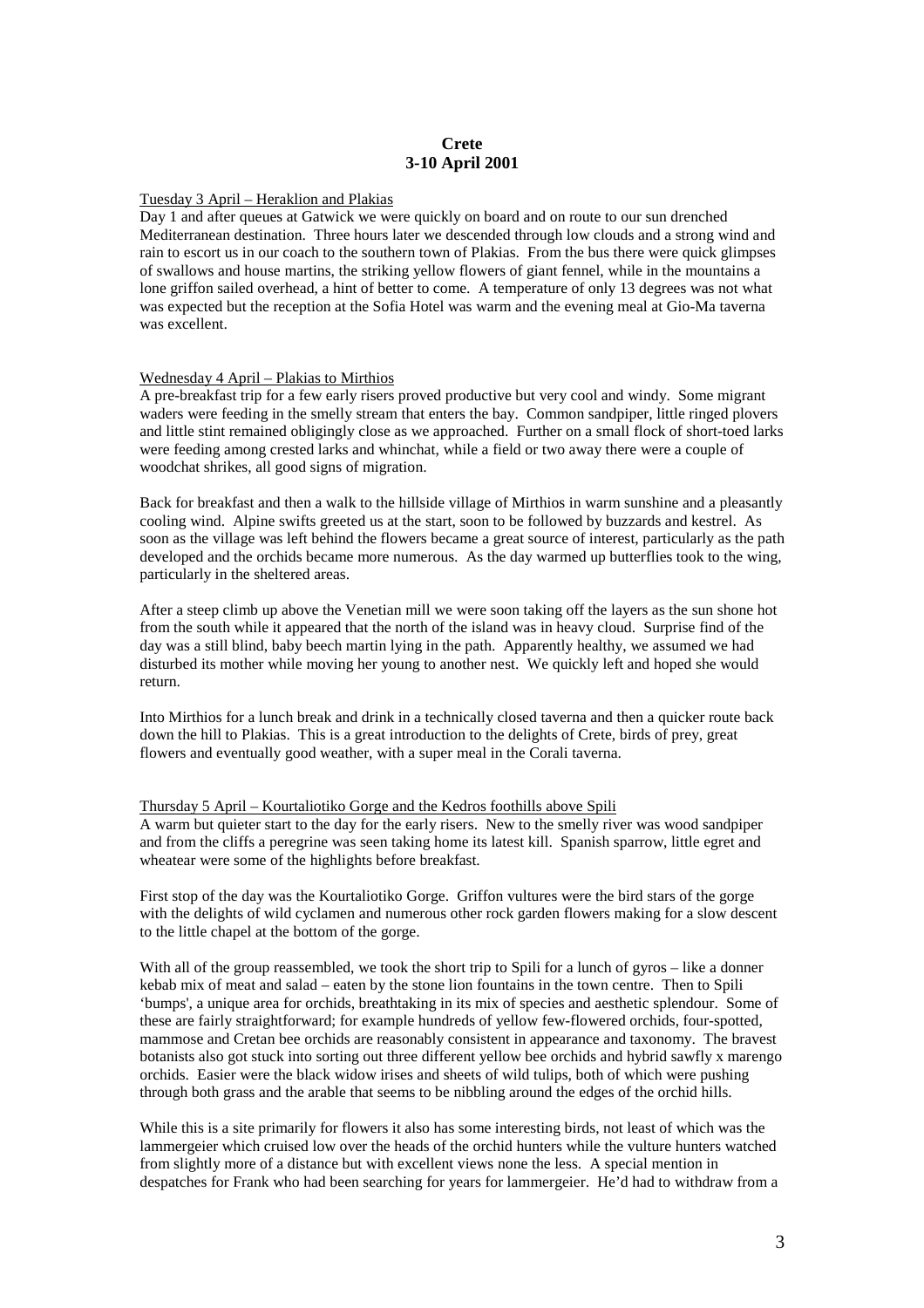# Crete
## 3-10 April 2001

<u>Tuesday 3 April – Heraklion and Plakias</u>

Day 1 and after queues at Gatwick we were quickly on board and on route to our sun drenched Mediterranean destination. Three hours later we descended through low clouds and a strong wind and rain to escort us in our coach to the southern town of Plakias. From the bus there were quick glimpses of swallows and house martins, the striking yellow flowers of giant fennel, while in the mountains a lone griffon sailed overhead, a hint of better to come. A temperature of only 13 degrees was not what was expected but the reception at the Sofia Hotel was warm and the evening meal at Gio-Ma taverna was excellent.

<u>Wednesday 4 April – Plakias to Mirthios</u>

A pre-breakfast trip for a few early risers proved productive but very cool and windy. Some migrant waders were feeding in the smelly stream that enters the bay. Common sandpiper, little ringed plovers and little stint remained obligingly close as we approached. Further on a small flock of short-toed larks were feeding among crested larks and whinchat, while a field or two away there were a couple of woodchat shrikes, all good signs of migration.

Back for breakfast and then a walk to the hillside village of Mirthios in warm sunshine and a pleasantly cooling wind. Alpine swifts greeted us at the start, soon to be followed by buzzards and kestrel. As soon as the village was left behind the flowers became a great source of interest, particularly as the path developed and the orchids became more numerous. As the day warmed up butterflies took to the wing, particularly in the sheltered areas.

After a steep climb up above the Venetian mill we were soon taking off the layers as the sun shone hot from the south while it appeared that the north of the island was in heavy cloud. Surprise find of the day was a still blind, baby beech martin lying in the path. Apparently healthy, we assumed we had disturbed its mother while moving her young to another nest. We quickly left and hoped she would return.

Into Mirthios for a lunch break and drink in a technically closed taverna and then a quicker route back down the hill to Plakias. This is a great introduction to the delights of Crete, birds of prey, great flowers and eventually good weather, with a super meal in the Corali taverna.

<u>Thursday 5 April – Kourtaliotiko Gorge and the Kedros foothills above Spili</u>

A warm but quieter start to the day for the early risers. New to the smelly river was wood sandpiper and from the cliffs a peregrine was seen taking home its latest kill. Spanish sparrow, little egret and wheatear were some of the highlights before breakfast.

First stop of the day was the Kourtaliotiko Gorge. Griffon vultures were the bird stars of the gorge with the delights of wild cyclamen and numerous other rock garden flowers making for a slow descent to the little chapel at the bottom of the gorge.

With all of the group reassembled, we took the short trip to Spili for a lunch of gyros – like a donner kebab mix of meat and salad – eaten by the stone lion fountains in the town centre. Then to Spili 'bumps', a unique area for orchids, breathtaking in its mix of species and aesthetic splendour. Some of these are fairly straightforward; for example hundreds of yellow few-flowered orchids, four-spotted, mammose and Cretan bee orchids are reasonably consistent in appearance and taxonomy. The bravest botanists also got stuck into sorting out three different yellow bee orchids and hybrid sawfly x marengo orchids. Easier were the black widow irises and sheets of wild tulips, both of which were pushing through both grass and the arable that seems to be nibbling around the edges of the orchid hills.

While this is a site primarily for flowers it also has some interesting birds, not least of which was the lammergeier which cruised low over the heads of the orchid hunters while the vulture hunters watched from slightly more of a distance but with excellent views none the less. A special mention in despatches for Frank who had been searching for years for lammergeier. He'd had to withdraw from a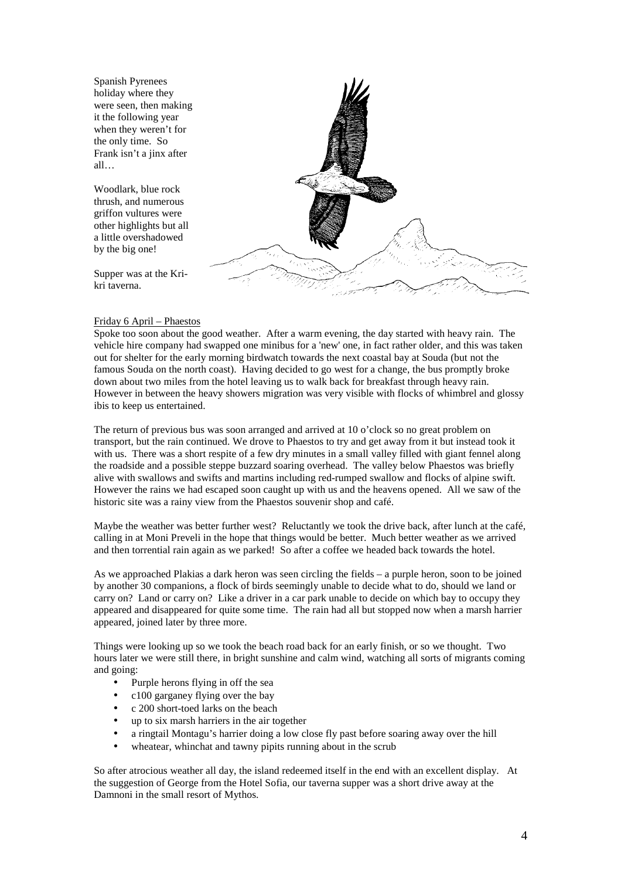Spanish Pyrenees holiday where they were seen, then making it the following year when they weren't for the only time. So Frank isn't a jinx after all…

Woodlark, blue rock thrush, and numerous griffon vultures were other highlights but all a little overshadowed by the big one!

Supper was at the Kri-kri taverna.

Friday 6 April – Phaestos

Spoke too soon about the good weather. After a warm evening, the day started with heavy rain. The vehicle hire company had swapped one minibus for a 'new' one, in fact rather older, and this was taken out for shelter for the early morning birdwatch towards the next coastal bay at Souda (but not the famous Souda on the north coast). Having decided to go west for a change, the bus promptly broke down about two miles from the hotel leaving us to walk back for breakfast through heavy rain. However in between the heavy showers migration was very visible with flocks of whimbrel and glossy ibis to keep us entertained.

The return of previous bus was soon arranged and arrived at 10 o'clock so no great problem on transport, but the rain continued. We drove to Phaestos to try and get away from it but instead took it with us. There was a short respite of a few dry minutes in a small valley filled with giant fennel along the roadside and a possible steppe buzzard soaring overhead. The valley below Phaestos was briefly alive with swallows and swifts and martins including red-rumped swallow and flocks of alpine swift. However the rains we had escaped soon caught up with us and the heavens opened. All we saw of the historic site was a rainy view from the Phaestos souvenir shop and café.

Maybe the weather was better further west? Reluctantly we took the drive back, after lunch at the café, calling in at Moni Preveli in the hope that things would be better. Much better weather as we arrived and then torrential rain again as we parked! So after a coffee we headed back towards the hotel.

As we approached Plakias a dark heron was seen circling the fields – a purple heron, soon to be joined by another 30 companions, a flock of birds seemingly unable to decide what to do, should we land or carry on? Land or carry on? Like a driver in a car park unable to decide on which bay to occupy they appeared and disappeared for quite some time. The rain had all but stopped now when a marsh harrier appeared, joined later by three more.

Things were looking up so we took the beach road back for an early finish, or so we thought. Two hours later we were still there, in bright sunshine and calm wind, watching all sorts of migrants coming and going:

- Purple herons flying in off the sea
- c100 garganey flying over the bay
- c 200 short-toed larks on the beach
- up to six marsh harriers in the air together
- a ringtail Montagu's harrier doing a low close fly past before soaring away over the hill
- wheatear, whinchat and tawny pipits running about in the scrub

So after atrocious weather all day, the island redeemed itself in the end with an excellent display. At the suggestion of George from the Hotel Sofia, our taverna supper was a short drive away at the Damnoni in the small resort of Mythos.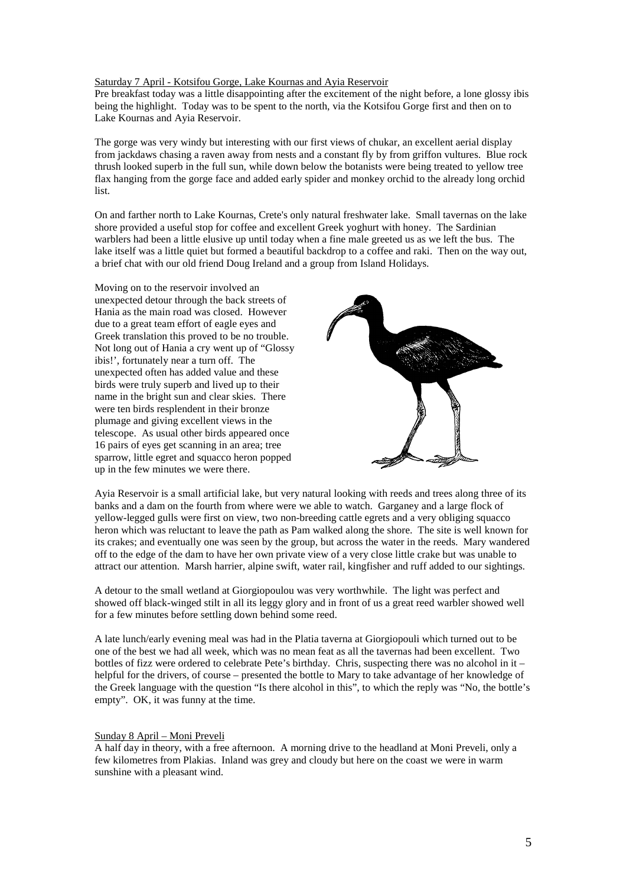Saturday 7 April - Kotsifou Gorge, Lake Kournas and Ayia Reservoir

Pre breakfast today was a little disappointing after the excitement of the night before, a lone glossy ibis being the highlight. Today was to be spent to the north, via the Kotsifou Gorge first and then on to Lake Kournas and Ayia Reservoir.

The gorge was very windy but interesting with our first views of chukar, an excellent aerial display from jackdaws chasing a raven away from nests and a constant fly by from griffon vultures. Blue rock thrush looked superb in the full sun, while down below the botanists were being treated to yellow tree flax hanging from the gorge face and added early spider and monkey orchid to the already long orchid list.

On and farther north to Lake Kournas, Crete's only natural freshwater lake. Small tavernas on the lake shore provided a useful stop for coffee and excellent Greek yoghurt with honey. The Sardinian warblers had been a little elusive up until today when a fine male greeted us as we left the bus. The lake itself was a little quiet but formed a beautiful backdrop to a coffee and raki. Then on the way out, a brief chat with our old friend Doug Ireland and a group from Island Holidays.

Moving on to the reservoir involved an unexpected detour through the back streets of Hania as the main road was closed. However due to a great team effort of eagle eyes and Greek translation this proved to be no trouble. Not long out of Hania a cry went up of "Glossy ibis!', fortunately near a turn off. The unexpected often has added value and these birds were truly superb and lived up to their name in the bright sun and clear skies. There were ten birds resplendent in their bronze plumage and giving excellent views in the telescope. As usual other birds appeared once 16 pairs of eyes get scanning in an area; tree sparrow, little egret and squacco heron popped up in the few minutes we were there.

Ayia Reservoir is a small artificial lake, but very natural looking with reeds and trees along three of its banks and a dam on the fourth from where were we able to watch. Garganey and a large flock of yellow-legged gulls were first on view, two non-breeding cattle egrets and a very obliging squacco heron which was reluctant to leave the path as Pam walked along the shore. The site is well known for its crakes; and eventually one was seen by the group, but across the water in the reeds. Mary wandered off to the edge of the dam to have her own private view of a very close little crake but was unable to attract our attention. Marsh harrier, alpine swift, water rail, kingfisher and ruff added to our sightings.

A detour to the small wetland at Giorgiopoulou was very worthwhile. The light was perfect and showed off black-winged stilt in all its leggy glory and in front of us a great reed warbler showed well for a few minutes before settling down behind some reed.

A late lunch/early evening meal was had in the Platia taverna at Giorgiopouli which turned out to be one of the best we had all week, which was no mean feat as all the tavernas had been excellent. Two bottles of fizz were ordered to celebrate Pete's birthday. Chris, suspecting there was no alcohol in it – helpful for the drivers, of course – presented the bottle to Mary to take advantage of her knowledge of the Greek language with the question "Is there alcohol in this", to which the reply was "No, the bottle's empty". OK, it was funny at the time.

Sunday 8 April – Moni Preveli

A half day in theory, with a free afternoon. A morning drive to the headland at Moni Preveli, only a few kilometres from Plakias. Inland was grey and cloudy but here on the coast we were in warm sunshine with a pleasant wind.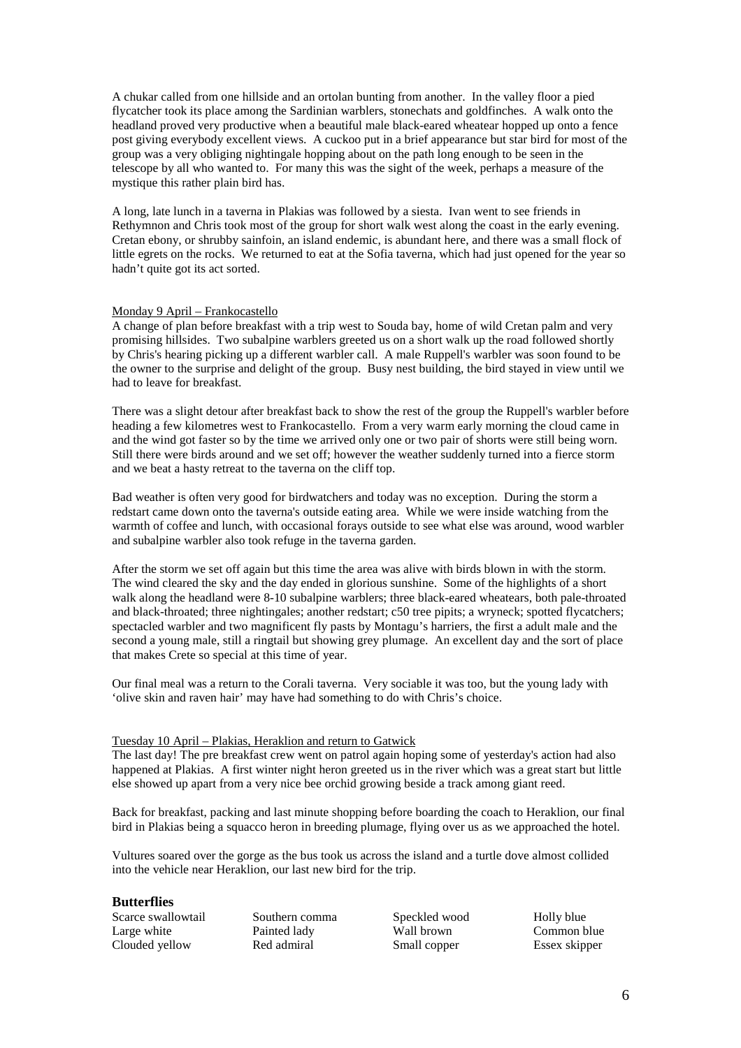A chukar called from one hillside and an ortolan bunting from another. In the valley floor a pied flycatcher took its place among the Sardinian warblers, stonechats and goldfinches. A walk onto the headland proved very productive when a beautiful male black-eared wheatear hopped up onto a fence post giving everybody excellent views. A cuckoo put in a brief appearance but star bird for most of the group was a very obliging nightingale hopping about on the path long enough to be seen in the telescope by all who wanted to. For many this was the sight of the week, perhaps a measure of the mystique this rather plain bird has.

A long, late lunch in a taverna in Plakias was followed by a siesta. Ivan went to see friends in Rethymnon and Chris took most of the group for short walk west along the coast in the early evening. Cretan ebony, or shrubby sainfoin, an island endemic, is abundant here, and there was a small flock of little egrets on the rocks. We returned to eat at the Sofia taverna, which had just opened for the year so hadn't quite got its act sorted.

Monday 9 April – Frankocastello

A change of plan before breakfast with a trip west to Souda bay, home of wild Cretan palm and very promising hillsides. Two subalpine warblers greeted us on a short walk up the road followed shortly by Chris's hearing picking up a different warbler call. A male Ruppell's warbler was soon found to be the owner to the surprise and delight of the group. Busy nest building, the bird stayed in view until we had to leave for breakfast.

There was a slight detour after breakfast back to show the rest of the group the Ruppell's warbler before heading a few kilometres west to Frankocastello. From a very warm early morning the cloud came in and the wind got faster so by the time we arrived only one or two pair of shorts were still being worn. Still there were birds around and we set off; however the weather suddenly turned into a fierce storm and we beat a hasty retreat to the taverna on the cliff top.

Bad weather is often very good for birdwatchers and today was no exception. During the storm a redstart came down onto the taverna's outside eating area. While we were inside watching from the warmth of coffee and lunch, with occasional forays outside to see what else was around, wood warbler and subalpine warbler also took refuge in the taverna garden.

After the storm we set off again but this time the area was alive with birds blown in with the storm. The wind cleared the sky and the day ended in glorious sunshine. Some of the highlights of a short walk along the headland were 8-10 subalpine warblers; three black-eared wheatears, both pale-throated and black-throated; three nightingales; another redstart; c50 tree pipits; a wryneck; spotted flycatchers; spectacled warbler and two magnificent fly pasts by Montagu's harriers, the first a adult male and the second a young male, still a ringtail but showing grey plumage. An excellent day and the sort of place that makes Crete so special at this time of year.

Our final meal was a return to the Corali taverna. Very sociable it was too, but the young lady with 'olive skin and raven hair' may have had something to do with Chris's choice.

Tuesday 10 April – Plakias, Heraklion and return to Gatwick

The last day! The pre breakfast crew went on patrol again hoping some of yesterday's action had also happened at Plakias. A first winter night heron greeted us in the river which was a great start but little else showed up apart from a very nice bee orchid growing beside a track among giant reed.

Back for breakfast, packing and last minute shopping before boarding the coach to Heraklion, our final bird in Plakias being a squacco heron in breeding plumage, flying over us as we approached the hotel.

Vultures soared over the gorge as the bus took us across the island and a turtle dove almost collided into the vehicle near Heraklion, our last new bird for the trip.

## Butterflies

| | | | |
|---|---|---|---|
| Scarce swallowtail | Southern comma | Speckled wood | Holly blue |
| Large white | Painted lady | Wall brown | Common blue |
| Clouded yellow | Red admiral | Small copper | Essex skipper |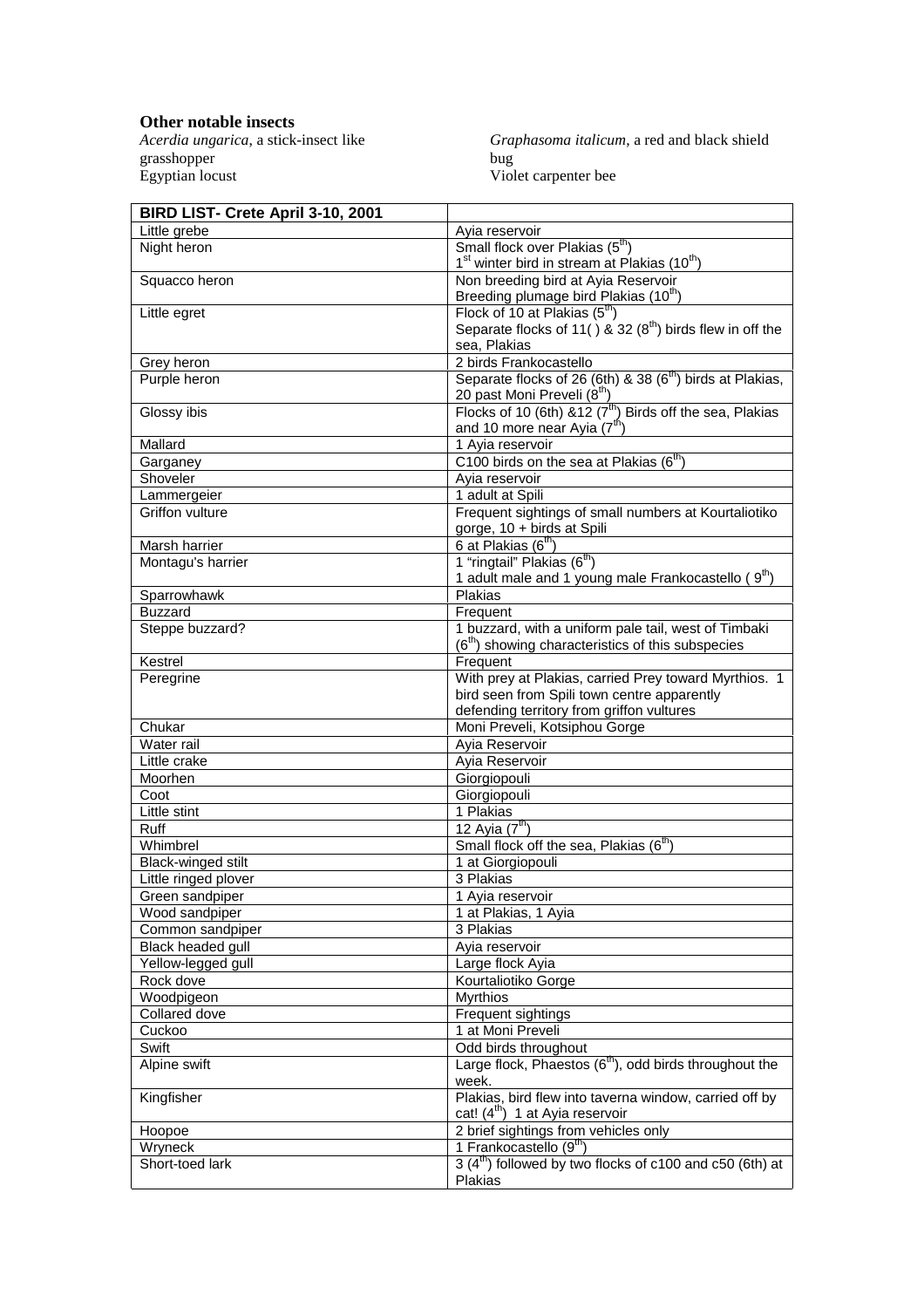**Other notable insects**

*Acerdia ungarica*, a stick-insect like grasshopper

Egyptian locust

*Graphasoma italicum*, a red and black shield bug

Violet carpenter bee

| **BIRD LIST- Crete April 3-10, 2001** | |
|---|---|
| Little grebe | Ayia reservoir |
| Night heron | Small flock over Plakias (5th)<br>1st winter bird in stream at Plakias (10th) |
| Squacco heron | Non breeding bird at Ayia Reservoir<br>Breeding plumage bird Plakias (10th) |
| Little egret | Flock of 10 at Plakias (5th)<br>Separate flocks of 11( ) & 32 (8th) birds flew in off the sea, Plakias |
| Grey heron | 2 birds Frankocastello |
| Purple heron | Separate flocks of 26 (6th) & 38 (6th) birds at Plakias, 20 past Moni Preveli (8th) |
| Glossy ibis | Flocks of 10 (6th) &12 (7th) Birds off the sea, Plakias and 10 more near Ayia (7th) |
| Mallard | 1 Ayia reservoir |
| Garganey | C100 birds on the sea at Plakias (6th) |
| Shoveler | Ayia reservoir |
| Lammergeier | 1 adult at Spili |
| Griffon vulture | Frequent sightings of small numbers at Kourtaliotiko gorge, 10 + birds at Spili |
| Marsh harrier | 6 at Plakias (6th) |
| Montagu's harrier | 1 "ringtail" Plakias (6th)<br>1 adult male and 1 young male Frankocastello ( 9th) |
| Sparrowhawk | Plakias |
| Buzzard | Frequent |
| Steppe buzzard? | 1 buzzard, with a uniform pale tail, west of Timbaki (6th) showing characteristics of this subspecies |
| Kestrel | Frequent |
| Peregrine | With prey at Plakias, carried Prey toward Myrthios. 1 bird seen from Spili town centre apparently defending territory from griffon vultures |
| Chukar | Moni Preveli, Kotsiphou Gorge |
| Water rail | Ayia Reservoir |
| Little crake | Ayia Reservoir |
| Moorhen | Giorgiopouli |
| Coot | Giorgiopouli |
| Little stint | 1 Plakias |
| Ruff | 12 Ayia (7th) |
| Whimbrel | Small flock off the sea, Plakias (6th) |
| Black-winged stilt | 1 at Giorgiopouli |
| Little ringed plover | 3 Plakias |
| Green sandpiper | 1 Ayia reservoir |
| Wood sandpiper | 1 at Plakias, 1 Ayia |
| Common sandpiper | 3 Plakias |
| Black headed gull | Ayia reservoir |
| Yellow-legged gull | Large flock Ayia |
| Rock dove | Kourtaliotiko Gorge |
| Woodpigeon | Myrthios |
| Collared dove | Frequent sightings |
| Cuckoo | 1 at Moni Preveli |
| Swift | Odd birds throughout |
| Alpine swift | Large flock, Phaestos (6th), odd birds throughout the week. |
| Kingfisher | Plakias, bird flew into taverna window, carried off by cat! (4th) 1 at Ayia reservoir |
| Hoopoe | 2 brief sightings from vehicles only |
| Wryneck | 1 Frankocastello (9th) |
| Short-toed lark | 3 (4th) followed by two flocks of c100 and c50 (6th) at Plakias |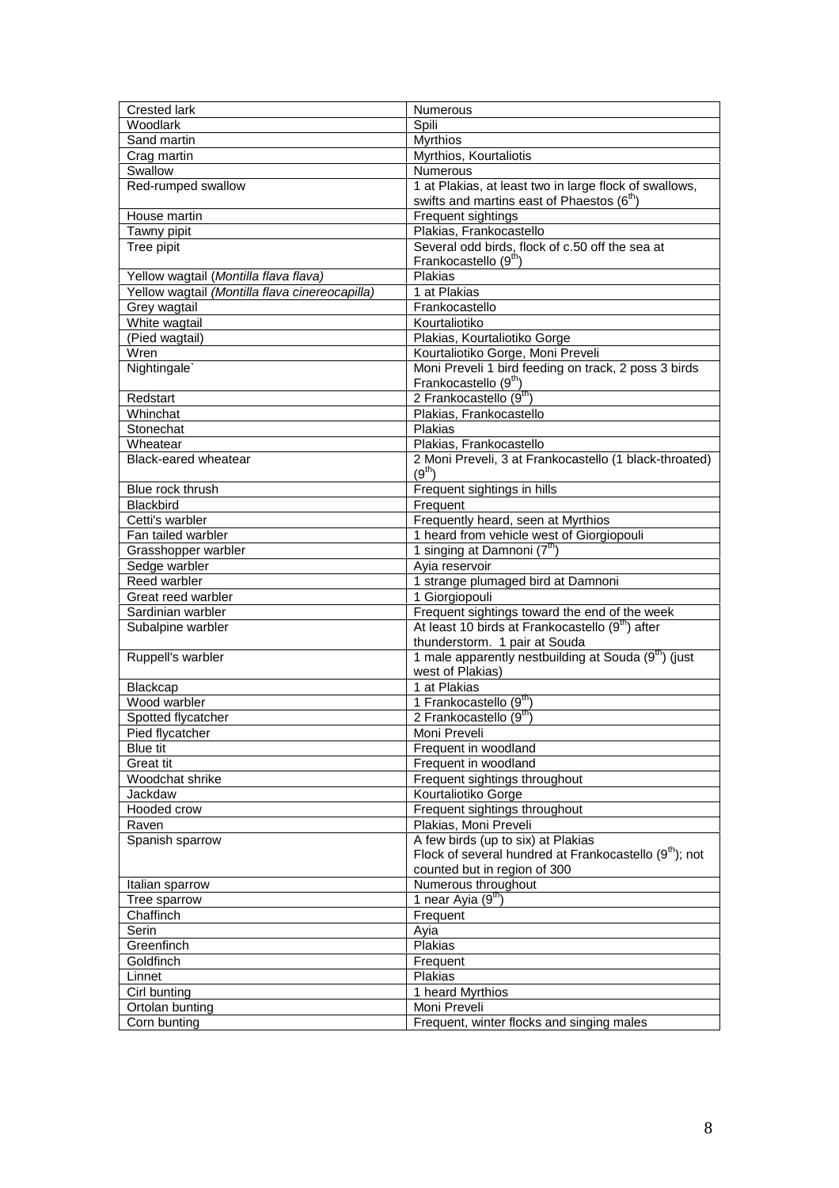| Crested lark | Numerous |
|---|---|
| Woodlark | Spili |
| Sand martin | Myrthios |
| Crag martin | Myrthios, Kourtaliotis |
| Swallow | Numerous |
| Red-rumped swallow | 1 at Plakias, at least two in large flock of swallows, swifts and martins east of Phaestos (6$^{th}$) |
| House martin | Frequent sightings |
| Tawny pipit | Plakias, Frankocastello |
| Tree pipit | Several odd birds, flock of c.50 off the sea at Frankocastello (9$^{th}$) |
| Yellow wagtail (*Montilla flava flava*) | Plakias |
| Yellow wagtail *(Montilla flava cinereocapilla)* | 1 at Plakias |
| Grey wagtail | Frankocastello |
| White wagtail | Kourtaliotiko |
| (Pied wagtail) | Plakias, Kourtaliotiko Gorge |
| Wren | Kourtaliotiko Gorge, Moni Preveli |
| Nightingale` | Moni Preveli 1 bird feeding on track, 2 poss 3 birds Frankocastello (9$^{th}$) |
| Redstart | 2 Frankocastello (9$^{th}$) |
| Whinchat | Plakias, Frankocastello |
| Stonechat | Plakias |
| Wheatear | Plakias, Frankocastello |
| Black-eared wheatear | 2 Moni Preveli, 3 at Frankocastello (1 black-throated) (9$^{th}$) |
| Blue rock thrush | Frequent sightings in hills |
| Blackbird | Frequent |
| Cetti's warbler | Frequently heard, seen at Myrthios |
| Fan tailed warbler | 1 heard from vehicle west of Giorgiopouli |
| Grasshopper warbler | 1 singing at Damnoni (7$^{th}$) |
| Sedge warbler | Ayia reservoir |
| Reed warbler | 1 strange plumaged bird at Damnoni |
| Great reed warbler | 1 Giorgiopouli |
| Sardinian warbler | Frequent sightings toward the end of the week |
| Subalpine warbler | At least 10 birds at Frankocastello (9$^{th}$) after thunderstorm. 1 pair at Souda |
| Ruppell's warbler | 1 male apparently nestbuilding at Souda (9$^{th}$) (just west of Plakias) |
| Blackcap | 1 at Plakias |
| Wood warbler | 1 Frankocastello (9$^{th}$) |
| Spotted flycatcher | 2 Frankocastello (9$^{th}$) |
| Pied flycatcher | Moni Preveli |
| Blue tit | Frequent in woodland |
| Great tit | Frequent in woodland |
| Woodchat shrike | Frequent sightings throughout |
| Jackdaw | Kourtaliotiko Gorge |
| Hooded crow | Frequent sightings throughout |
| Raven | Plakias, Moni Preveli |
| Spanish sparrow | A few birds (up to six) at Plakias<br>Flock of several hundred at Frankocastello (9$^{th}$); not counted but in region of 300 |
| Italian sparrow | Numerous throughout |
| Tree sparrow | 1 near Ayia (9$^{th}$) |
| Chaffinch | Frequent |
| Serin | Ayia |
| Greenfinch | Plakias |
| Goldfinch | Frequent |
| Linnet | Plakias |
| Cirl bunting | 1 heard Myrthios |
| Ortolan bunting | Moni Preveli |
| Corn bunting | Frequent, winter flocks and singing males |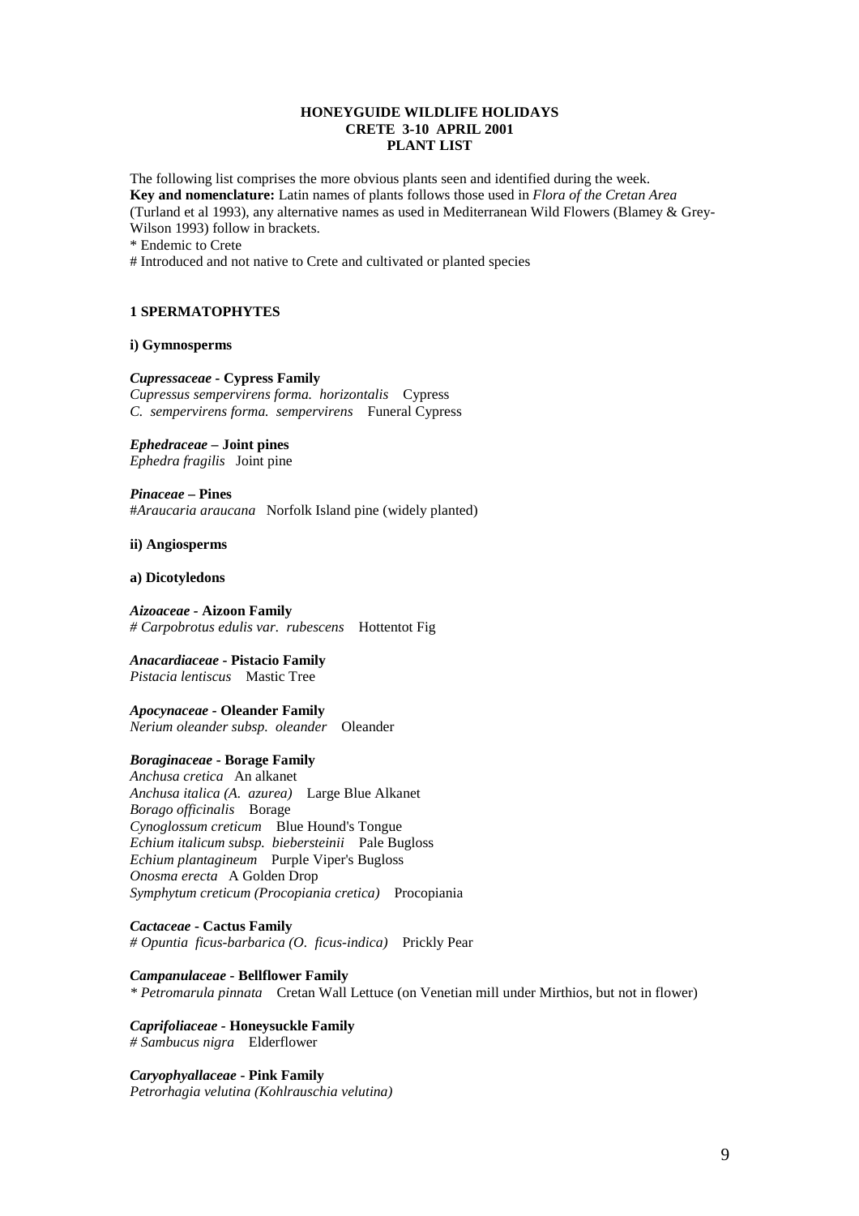# HONEYGUIDE WILDLIFE HOLIDAYS
## CRETE 3-10 APRIL 2001
## PLANT LIST

The following list comprises the more obvious plants seen and identified during the week.
**Key and nomenclature:** Latin names of plants follows those used in *Flora of the Cretan Area* (Turland et al 1993), any alternative names as used in Mediterranean Wild Flowers (Blamey & Grey-Wilson 1993) follow in brackets.
* Endemic to Crete
# Introduced and not native to Crete and cultivated or planted species

### 1 SPERMATOPHYTES

**i) Gymnosperms**

***Cupressaceae* - Cypress Family**
*Cupressus sempervirens forma. horizontalis* Cypress
*C. sempervirens forma. sempervirens* Funeral Cypress

***Ephedraceae* – Joint pines**
*Ephedra fragilis* Joint pine

***Pinaceae* – Pines**
#*Araucaria araucana* Norfolk Island pine (widely planted)

**ii) Angiosperms**

**a) Dicotyledons**

***Aizoaceae* - Aizoon Family**
# *Carpobrotus edulis var. rubescens* Hottentot Fig

***Anacardiaceae* - Pistacio Family**
*Pistacia lentiscus* Mastic Tree

***Apocynaceae* - Oleander Family**
*Nerium oleander subsp. oleander* Oleander

***Boraginaceae* - Borage Family**
*Anchusa cretica* An alkanet
*Anchusa italica (A. azurea)* Large Blue Alkanet
*Borago officinalis* Borage
*Cynoglossum creticum* Blue Hound's Tongue
*Echium italicum subsp. biebersteinii* Pale Bugloss
*Echium plantagineum* Purple Viper's Bugloss
*Onosma erecta* A Golden Drop
*Symphytum creticum (Procopiania cretica)* Procopiania

***Cactaceae* - Cactus Family**
# *Opuntia ficus-barbarica (O. ficus-indica)* Prickly Pear

***Campanulaceae* - Bellflower Family**
* *Petromarula pinnata* Cretan Wall Lettuce (on Venetian mill under Mirthios, but not in flower)

***Caprifoliaceae* - Honeysuckle Family**
# *Sambucus nigra* Elderflower

***Caryophyallaceae* - Pink Family**
*Petrorhagia velutina (Kohlrauschia velutina)*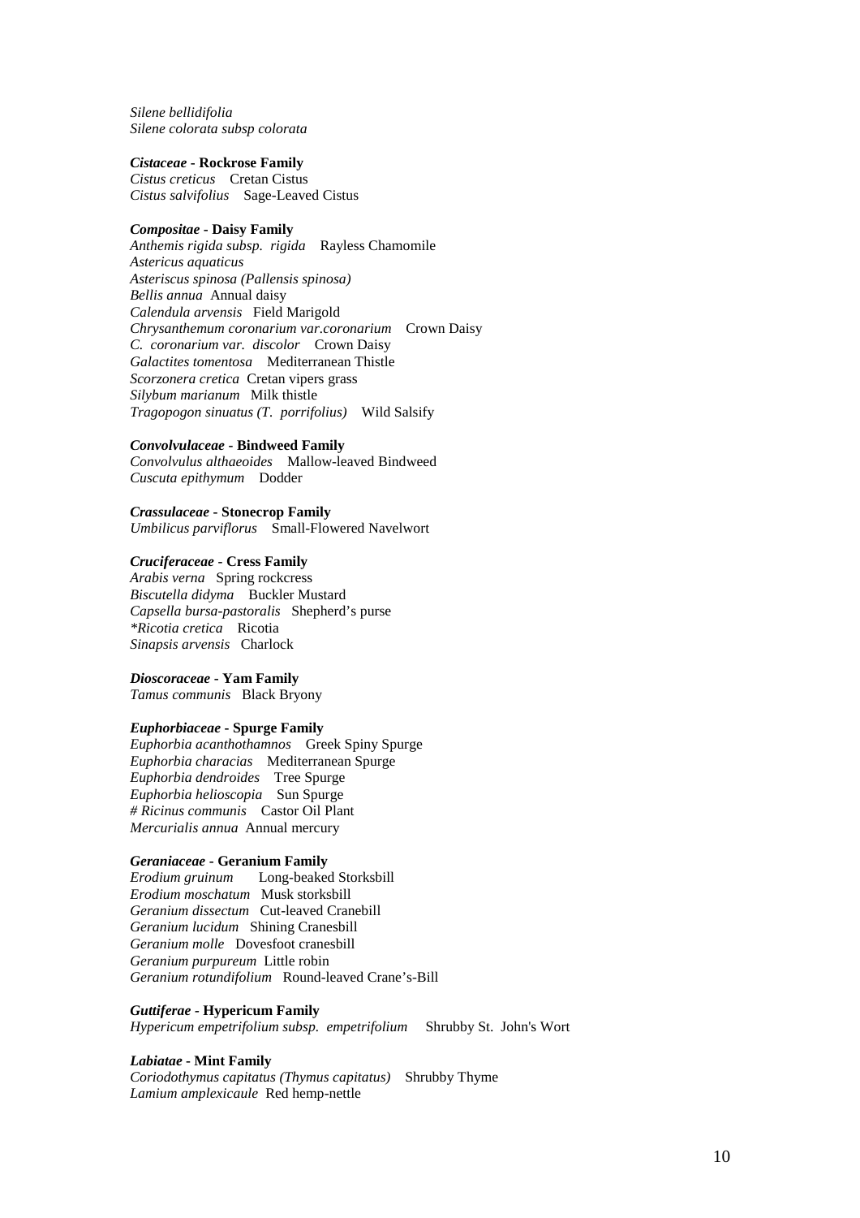*Silene bellidifolia*
*Silene colorata subsp colorata*

***Cistaceae* - Rockrose Family**
*Cistus creticus* Cretan Cistus
*Cistus salvifolius* Sage-Leaved Cistus

***Compositae* - Daisy Family**
*Anthemis rigida subsp. rigida* Rayless Chamomile
*Astericus aquaticus*
*Asteriscus spinosa (Pallensis spinosa)*
*Bellis annua* Annual daisy
*Calendula arvensis* Field Marigold
*Chrysanthemum coronarium var.coronarium* Crown Daisy
*C. coronarium var. discolor* Crown Daisy
*Galactites tomentosa* Mediterranean Thistle
*Scorzonera cretica* Cretan vipers grass
*Silybum marianum* Milk thistle
*Tragopogon sinuatus (T. porrifolius)* Wild Salsify

***Convolvulaceae* - Bindweed Family**
*Convolvulus althaeoides* Mallow-leaved Bindweed
*Cuscuta epithymum* Dodder

***Crassulaceae* - Stonecrop Family**
*Umbilicus parviflorus* Small-Flowered Navelwort

***Cruciferaceae* - Cress Family**
*Arabis verna* Spring rockcress
*Biscutella didyma* Buckler Mustard
*Capsella bursa-pastoralis* Shepherd's purse
**Ricotia cretica* Ricotia
*Sinapsis arvensis* Charlock

***Dioscoraceae* - Yam Family**
*Tamus communis* Black Bryony

***Euphorbiaceae* - Spurge Family**
*Euphorbia acanthothamnos* Greek Spiny Spurge
*Euphorbia characias* Mediterranean Spurge
*Euphorbia dendroides* Tree Spurge
*Euphorbia helioscopia* Sun Spurge
*# Ricinus communis* Castor Oil Plant
*Mercurialis annua* Annual mercury

***Geraniaceae* - Geranium Family**
*Erodium gruinum* Long-beaked Storksbill
*Erodium moschatum* Musk storksbill
*Geranium dissectum* Cut-leaved Cranebill
*Geranium lucidum* Shining Cranesbill
*Geranium molle* Dovesfoot cranesbill
*Geranium purpureum* Little robin
*Geranium rotundifolium* Round-leaved Crane's-Bill

***Guttiferae* - Hypericum Family**
*Hypericum empetrifolium subsp. empetrifolium* Shrubby St. John's Wort

***Labiatae* - Mint Family**
*Coriodothymus capitatus (Thymus capitatus)* Shrubby Thyme
*Lamium amplexicaule* Red hemp-nettle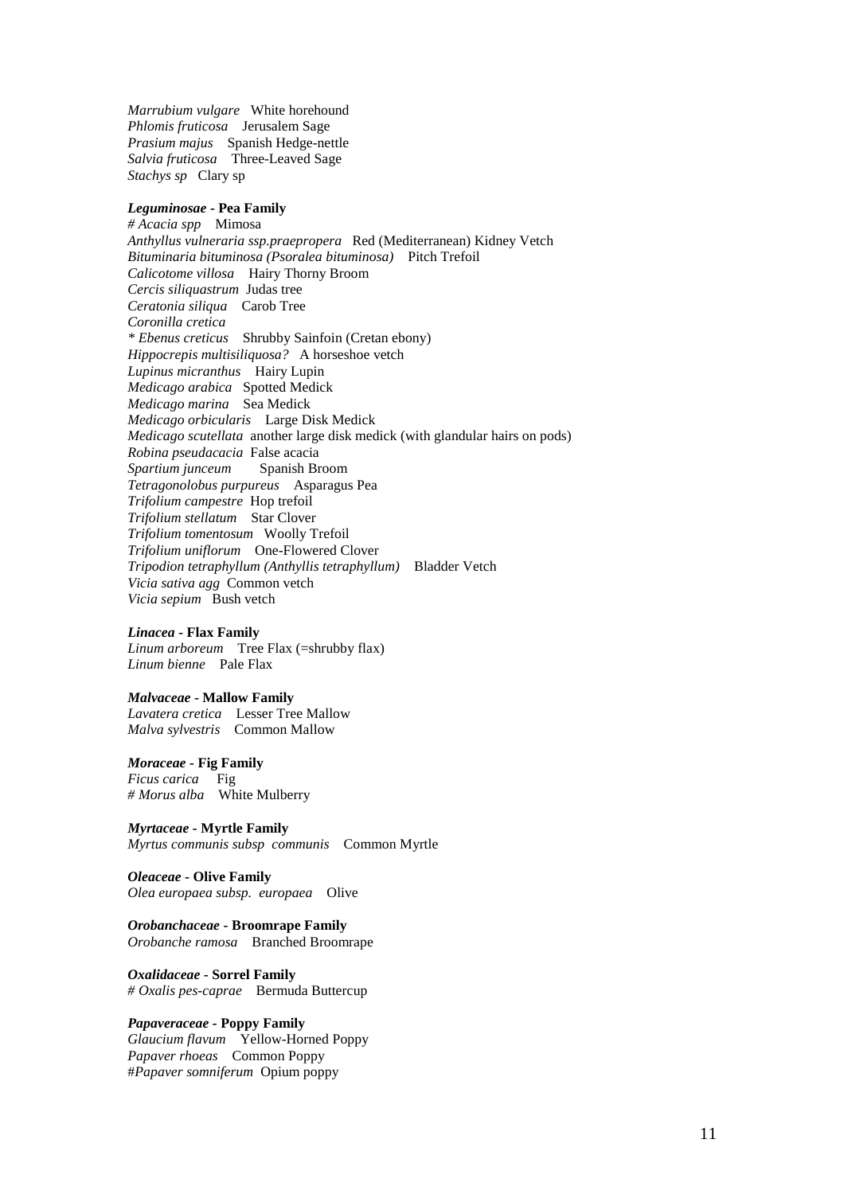*Marrubium vulgare* White horehound
*Phlomis fruticosa* Jerusalem Sage
*Prasium majus* Spanish Hedge-nettle
*Salvia fruticosa* Three-Leaved Sage
*Stachys sp* Clary sp

***Leguminosae* - Pea Family**
*# Acacia spp* Mimosa
*Anthyllus vulneraria ssp.praepropera* Red (Mediterranean) Kidney Vetch
*Bituminaria bituminosa (Psoralea bituminosa)* Pitch Trefoil
*Calicotome villosa* Hairy Thorny Broom
*Cercis siliquastrum* Judas tree
*Ceratonia siliqua* Carob Tree
*Coronilla cretica*
*\* Ebenus creticus* Shrubby Sainfoin (Cretan ebony)
*Hippocrepis multisiliquosa?* A horseshoe vetch
*Lupinus micranthus* Hairy Lupin
*Medicago arabica* Spotted Medick
*Medicago marina* Sea Medick
*Medicago orbicularis* Large Disk Medick
*Medicago scutellata* another large disk medick (with glandular hairs on pods)
*Robina pseudacacia* False acacia
*Spartium junceum* Spanish Broom
*Tetragonolobus purpureus* Asparagus Pea
*Trifolium campestre* Hop trefoil
*Trifolium stellatum* Star Clover
*Trifolium tomentosum* Woolly Trefoil
*Trifolium uniflorum* One-Flowered Clover
*Tripodion tetraphyllum (Anthyllis tetraphyllum)* Bladder Vetch
*Vicia sativa agg* Common vetch
*Vicia sepium* Bush vetch

***Linacea* - Flax Family**
*Linum arboreum* Tree Flax (=shrubby flax)
*Linum bienne* Pale Flax

***Malvaceae* - Mallow Family**
*Lavatera cretica* Lesser Tree Mallow
*Malva sylvestris* Common Mallow

***Moraceae* - Fig Family**
*Ficus carica* Fig
*# Morus alba* White Mulberry

***Myrtaceae* - Myrtle Family**
*Myrtus communis subsp communis* Common Myrtle

***Oleaceae* - Olive Family**
*Olea europaea subsp. europaea* Olive

***Orobanchaceae* - Broomrape Family**
*Orobanche ramosa* Branched Broomrape

***Oxalidaceae* - Sorrel Family**
*# Oxalis pes-caprae* Bermuda Buttercup

***Papaveraceae* - Poppy Family**
*Glaucium flavum* Yellow-Horned Poppy
*Papaver rhoeas* Common Poppy
#*Papaver somniferum* Opium poppy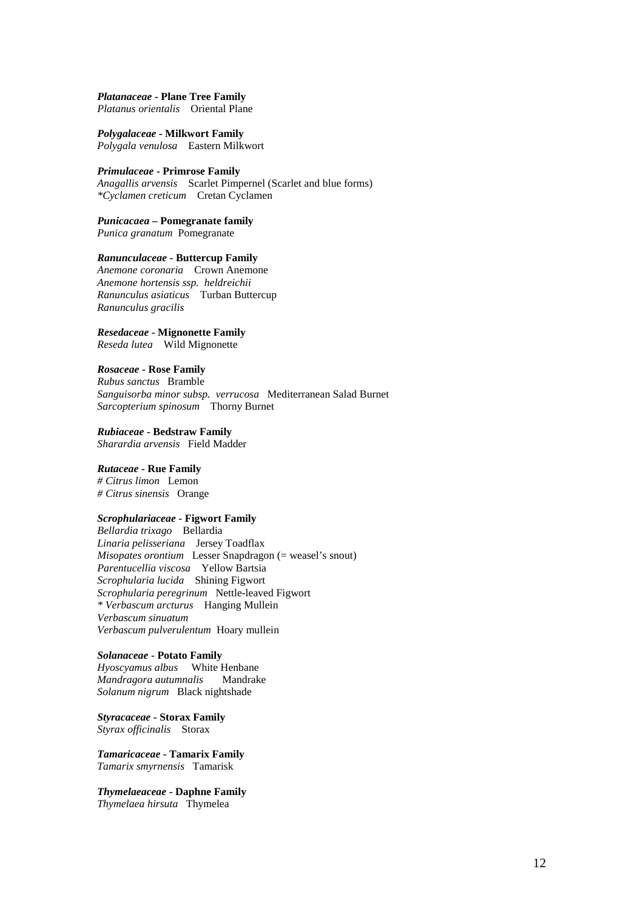***Platanaceae* - Plane Tree Family**
*Platanus orientalis* Oriental Plane

***Polygalaceae* - Milkwort Family**
*Polygala venulosa* Eastern Milkwort

***Primulaceae* - Primrose Family**
*Anagallis arvensis* Scarlet Pimpernel (Scarlet and blue forms)
*\*Cyclamen creticum* Cretan Cyclamen

***Punicacaea* – Pomegranate family**
*Punica granatum* Pomegranate

***Ranunculaceae* - Buttercup Family**
*Anemone coronaria* Crown Anemone
*Anemone hortensis ssp. heldreichii*
*Ranunculus asiaticus* Turban Buttercup
*Ranunculus gracilis*

***Resedaceae* - Mignonette Family**
*Reseda lutea* Wild Mignonette

***Rosaceae* - Rose Family**
*Rubus sanctus* Bramble
*Sanguisorba minor subsp. verrucosa* Mediterranean Salad Burnet
*Sarcopterium spinosum* Thorny Burnet

***Rubiaceae* - Bedstraw Family**
*Sharardia arvensis* Field Madder

***Rutaceae* - Rue Family**
*# Citrus limon* Lemon
*# Citrus sinensis* Orange

***Scrophulariaceae* - Figwort Family**
*Bellardia trixago* Bellardia
*Linaria pelisseriana* Jersey Toadflax
*Misopates orontium* Lesser Snapdragon (= weasel's snout)
*Parentucellia viscosa* Yellow Bartsia
*Scrophularia lucida* Shining Figwort
*Scrophularia peregrinum* Nettle-leaved Figwort
*\* Verbascum arcturus* Hanging Mullein
*Verbascum sinuatum*
*Verbascum pulverulentum* Hoary mullein

***Solanaceae* - Potato Family**
*Hyoscyamus albus* White Henbane
*Mandragora autumnalis* Mandrake
*Solanum nigrum* Black nightshade

***Styracaceae* - Storax Family**
*Styrax officinalis* Storax

***Tamaricaceae* - Tamarix Family**
*Tamarix smyrnensis* Tamarisk

***Thymelaeaceae* - Daphne Family**
*Thymelaea hirsuta* Thymelea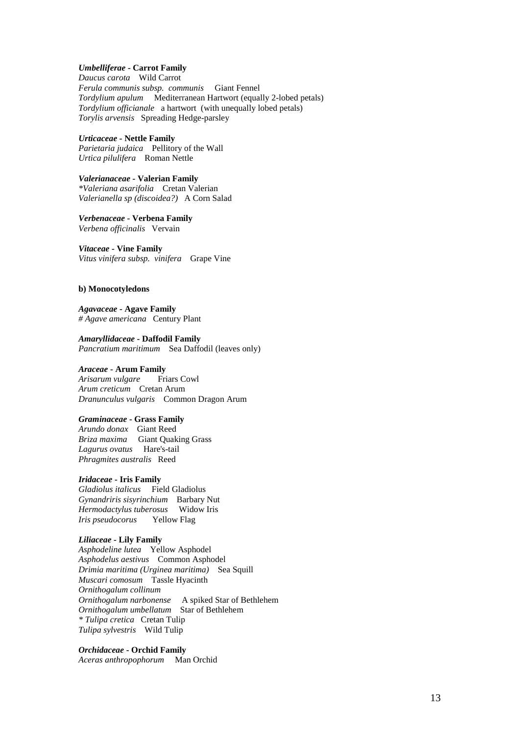***Umbelliferae* - Carrot Family**

*Daucus carota* Wild Carrot
*Ferula communis subsp. communis* Giant Fennel
*Tordylium apulum* Mediterranean Hartwort (equally 2-lobed petals)
*Tordylium officianale* a hartwort (with unequally lobed petals)
*Torylis arvensis* Spreading Hedge-parsley

***Urticaceae* - Nettle Family**

*Parietaria judaica* Pellitory of the Wall
*Urtica pilulifera* Roman Nettle

***Valerianaceae* - Valerian Family**

*\*Valeriana asarifolia* Cretan Valerian
*Valerianella sp (discoidea?)* A Corn Salad

***Verbenaceae* - Verbena Family**

*Verbena officinalis* Vervain

***Vitaceae* - Vine Family**

*Vitus vinifera subsp. vinifera* Grape Vine

**b) Monocotyledons**

***Agavaceae* - Agave Family**

*# Agave americana* Century Plant

***Amaryllidaceae* - Daffodil Family**

*Pancratium maritimum* Sea Daffodil (leaves only)

***Araceae* - Arum Family**

*Arisarum vulgare* Friars Cowl
*Arum creticum* Cretan Arum
*Dranunculus vulgaris* Common Dragon Arum

***Graminaceae* - Grass Family**

*Arundo donax* Giant Reed
*Briza maxima* Giant Quaking Grass
*Lagurus ovatus* Hare's-tail
*Phragmites australis* Reed

***Iridaceae* - Iris Family**

*Gladiolus italicus* Field Gladiolus
*Gynandriris sisyrinchium* Barbary Nut
*Hermodactylus tuberosus* Widow Iris
*Iris pseudocorus* Yellow Flag

***Liliaceae* - Lily Family**

*Asphodeline lutea* Yellow Asphodel
*Asphodelus aestivus* Common Asphodel
*Drimia maritima (Urginea maritima)* Sea Squill
*Muscari comosum* Tassle Hyacinth
*Ornithogalum collinum*
*Ornithogalum narbonense* A spiked Star of Bethlehem
*Ornithogalum umbellatum* Star of Bethlehem
*\* Tulipa cretica* Cretan Tulip
*Tulipa sylvestris* Wild Tulip

***Orchidaceae* - Orchid Family**

*Aceras anthropophorum* Man Orchid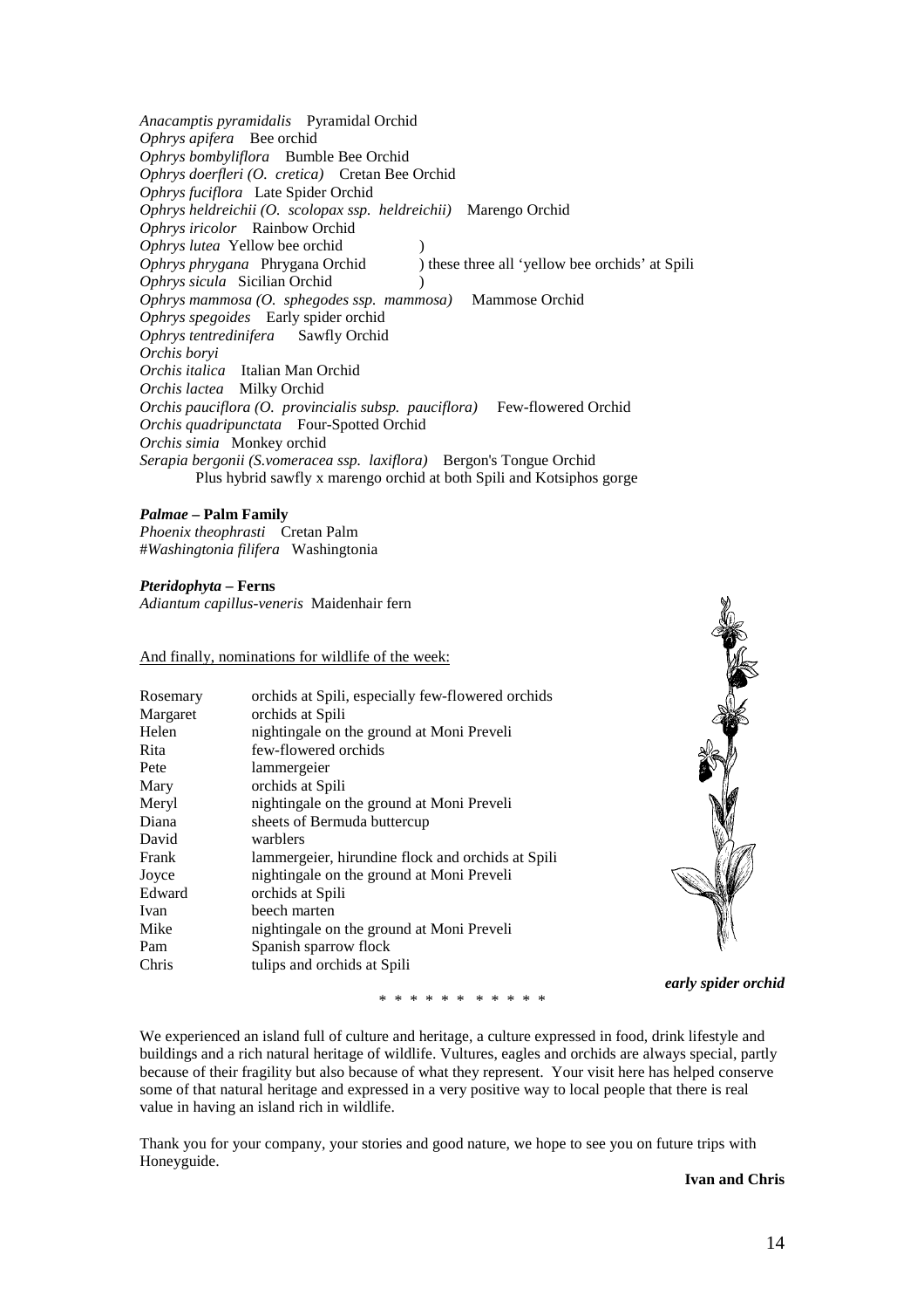*Anacamptis pyramidalis* Pyramidal Orchid
*Ophrys apifera* Bee orchid
*Ophrys bombyliflora* Bumble Bee Orchid
*Ophrys doerfleri (O. cretica)* Cretan Bee Orchid
*Ophrys fuciflora* Late Spider Orchid
*Ophrys heldreichii (O. scolopax ssp. heldreichii)* Marengo Orchid
*Ophrys iricolor* Rainbow Orchid
*Ophrys lutea* Yellow bee orchid )
*Ophrys phrygana* Phrygana Orchid ) these three all 'yellow bee orchids' at Spili
*Ophrys sicula* Sicilian Orchid )
*Ophrys mammosa (O. sphegodes ssp. mammosa)* Mammose Orchid
*Ophrys spegoides* Early spider orchid
*Ophrys tentredinifera* Sawfly Orchid
*Orchis boryi*
*Orchis italica* Italian Man Orchid
*Orchis lactea* Milky Orchid
*Orchis pauciflora (O. provincialis subsp. pauciflora)* Few-flowered Orchid
*Orchis quadripunctata* Four-Spotted Orchid
*Orchis simia* Monkey orchid
*Serapia bergonii (S.vomeracea ssp. laxiflora)* Bergon's Tongue Orchid
Plus hybrid sawfly x marengo orchid at both Spili and Kotsiphos gorge

***Palmae* – Palm Family**
*Phoenix theophrasti* Cretan Palm
#*Washingtonia filifera* Washingtonia

***Pteridophyta* – Ferns**
*Adiantum capillus-veneris* Maidenhair fern

And finally, nominations for wildlife of the week:

| | |
|---|---|
| Rosemary | orchids at Spili, especially few-flowered orchids |
| Margaret | orchids at Spili |
| Helen | nightingale on the ground at Moni Preveli |
| Rita | few-flowered orchids |
| Pete | lammergeier |
| Mary | orchids at Spili |
| Meryl | nightingale on the ground at Moni Preveli |
| Diana | sheets of Bermuda buttercup |
| David | warblers |
| Frank | lammergeier, hirundine flock and orchids at Spili |
| Joyce | nightingale on the ground at Moni Preveli |
| Edward | orchids at Spili |
| Ivan | beech marten |
| Mike | nightingale on the ground at Moni Preveli |
| Pam | Spanish sparrow flock |
| Chris | tulips and orchids at Spili |

***early spider orchid***

\* \* \* \* \* \* \* \* \* \* \*

We experienced an island full of culture and heritage, a culture expressed in food, drink lifestyle and buildings and a rich natural heritage of wildlife. Vultures, eagles and orchids are always special, partly because of their fragility but also because of what they represent. Your visit here has helped conserve some of that natural heritage and expressed in a very positive way to local people that there is real value in having an island rich in wildlife.

Thank you for your company, your stories and good nature, we hope to see you on future trips with Honeyguide.

**Ivan and Chris**